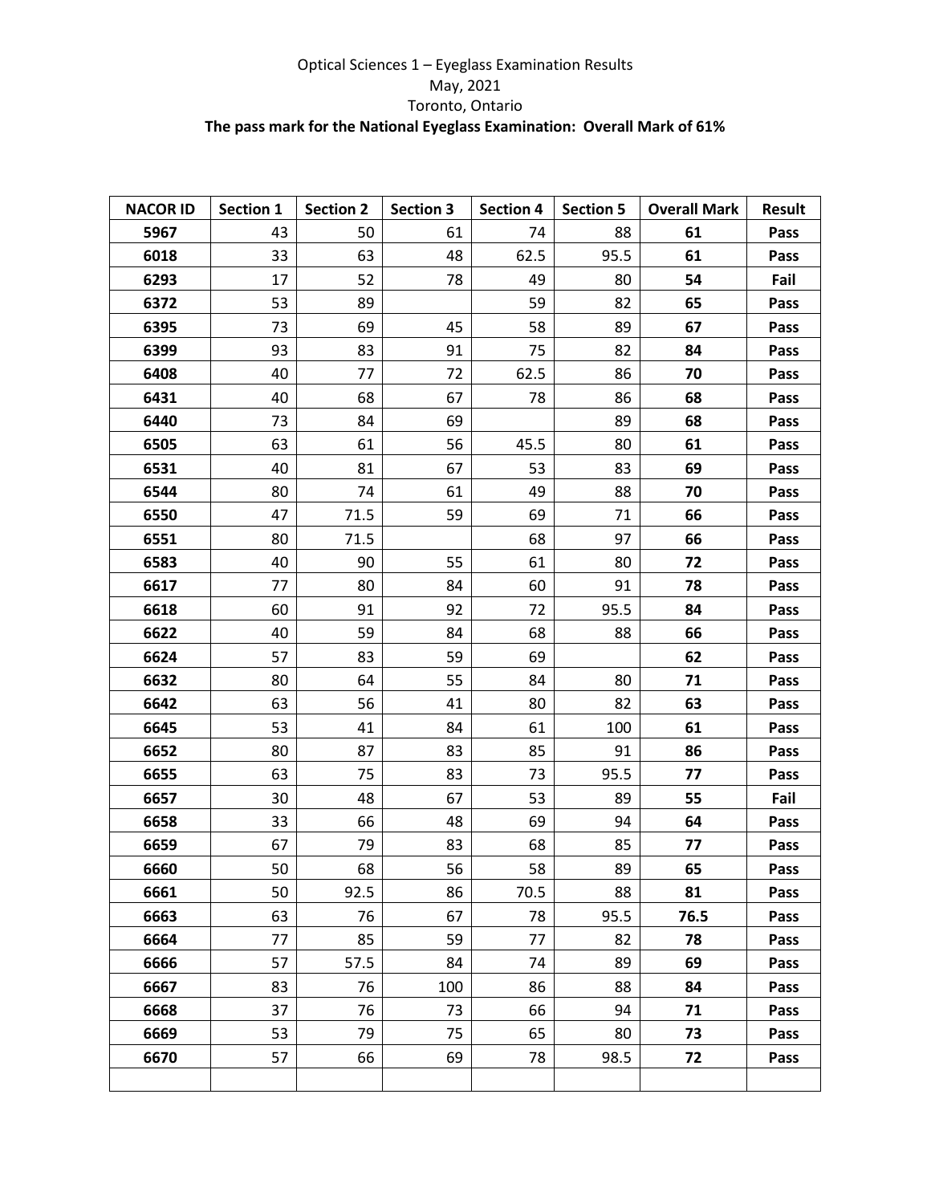Optical Sciences 1 – Eyeglass Examination Results

May, 2021

Toronto, Ontario

**The pass mark for the National Eyeglass Examination: Overall Mark of 61%**

| NACOR ID | Section 1 | Section 2 | Section 3 | Section 4 | Section 5 | Overall Mark | Result |
|---|---|---|---|---|---|---|---|
| **5967** | 43 | 50 | 61 | 74 | 88 | **61** | **Pass** |
| **6018** | 33 | 63 | 48 | 62.5 | 95.5 | **61** | **Pass** |
| **6293** | 17 | 52 | 78 | 49 | 80 | **54** | **Fail** |
| **6372** | 53 | 89 | | 59 | 82 | **65** | **Pass** |
| **6395** | 73 | 69 | 45 | 58 | 89 | **67** | **Pass** |
| **6399** | 93 | 83 | 91 | 75 | 82 | **84** | **Pass** |
| **6408** | 40 | 77 | 72 | 62.5 | 86 | **70** | **Pass** |
| **6431** | 40 | 68 | 67 | 78 | 86 | **68** | **Pass** |
| **6440** | 73 | 84 | 69 | | 89 | **68** | **Pass** |
| **6505** | 63 | 61 | 56 | 45.5 | 80 | **61** | **Pass** |
| **6531** | 40 | 81 | 67 | 53 | 83 | **69** | **Pass** |
| **6544** | 80 | 74 | 61 | 49 | 88 | **70** | **Pass** |
| **6550** | 47 | 71.5 | 59 | 69 | 71 | **66** | **Pass** |
| **6551** | 80 | 71.5 | | 68 | 97 | **66** | **Pass** |
| **6583** | 40 | 90 | 55 | 61 | 80 | **72** | **Pass** |
| **6617** | 77 | 80 | 84 | 60 | 91 | **78** | **Pass** |
| **6618** | 60 | 91 | 92 | 72 | 95.5 | **84** | **Pass** |
| **6622** | 40 | 59 | 84 | 68 | 88 | **66** | **Pass** |
| **6624** | 57 | 83 | 59 | 69 | | **62** | **Pass** |
| **6632** | 80 | 64 | 55 | 84 | 80 | **71** | **Pass** |
| **6642** | 63 | 56 | 41 | 80 | 82 | **63** | **Pass** |
| **6645** | 53 | 41 | 84 | 61 | 100 | **61** | **Pass** |
| **6652** | 80 | 87 | 83 | 85 | 91 | **86** | **Pass** |
| **6655** | 63 | 75 | 83 | 73 | 95.5 | **77** | **Pass** |
| **6657** | 30 | 48 | 67 | 53 | 89 | **55** | **Fail** |
| **6658** | 33 | 66 | 48 | 69 | 94 | **64** | **Pass** |
| **6659** | 67 | 79 | 83 | 68 | 85 | **77** | **Pass** |
| **6660** | 50 | 68 | 56 | 58 | 89 | **65** | **Pass** |
| **6661** | 50 | 92.5 | 86 | 70.5 | 88 | **81** | **Pass** |
| **6663** | 63 | 76 | 67 | 78 | 95.5 | **76.5** | **Pass** |
| **6664** | 77 | 85 | 59 | 77 | 82 | **78** | **Pass** |
| **6666** | 57 | 57.5 | 84 | 74 | 89 | **69** | **Pass** |
| **6667** | 83 | 76 | 100 | 86 | 88 | **84** | **Pass** |
| **6668** | 37 | 76 | 73 | 66 | 94 | **71** | **Pass** |
| **6669** | 53 | 79 | 75 | 65 | 80 | **73** | **Pass** |
| **6670** | 57 | 66 | 69 | 78 | 98.5 | **72** | **Pass** |
| | | | | | | | |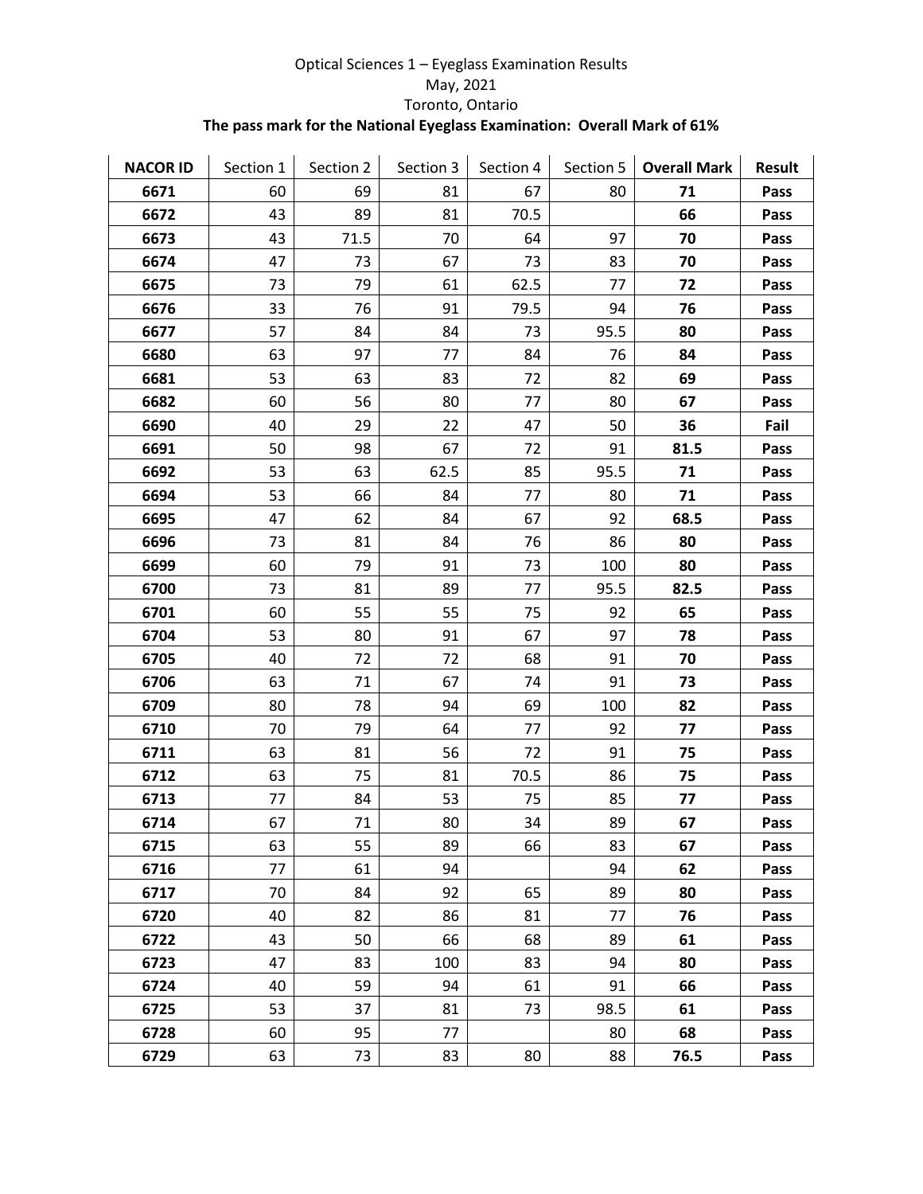Optical Sciences 1 – Eyeglass Examination Results

May, 2021

Toronto, Ontario

**The pass mark for the National Eyeglass Examination: Overall Mark of 61%**

| NACOR ID | Section 1 | Section 2 | Section 3 | Section 4 | Section 5 | Overall Mark | Result |
|---|---|---|---|---|---|---|---|
| **6671** | 60 | 69 | 81 | 67 | 80 | **71** | **Pass** |
| **6672** | 43 | 89 | 81 | 70.5 | | **66** | **Pass** |
| **6673** | 43 | 71.5 | 70 | 64 | 97 | **70** | **Pass** |
| **6674** | 47 | 73 | 67 | 73 | 83 | **70** | **Pass** |
| **6675** | 73 | 79 | 61 | 62.5 | 77 | **72** | **Pass** |
| **6676** | 33 | 76 | 91 | 79.5 | 94 | **76** | **Pass** |
| **6677** | 57 | 84 | 84 | 73 | 95.5 | **80** | **Pass** |
| **6680** | 63 | 97 | 77 | 84 | 76 | **84** | **Pass** |
| **6681** | 53 | 63 | 83 | 72 | 82 | **69** | **Pass** |
| **6682** | 60 | 56 | 80 | 77 | 80 | **67** | **Pass** |
| **6690** | 40 | 29 | 22 | 47 | 50 | **36** | **Fail** |
| **6691** | 50 | 98 | 67 | 72 | 91 | **81.5** | **Pass** |
| **6692** | 53 | 63 | 62.5 | 85 | 95.5 | **71** | **Pass** |
| **6694** | 53 | 66 | 84 | 77 | 80 | **71** | **Pass** |
| **6695** | 47 | 62 | 84 | 67 | 92 | **68.5** | **Pass** |
| **6696** | 73 | 81 | 84 | 76 | 86 | **80** | **Pass** |
| **6699** | 60 | 79 | 91 | 73 | 100 | **80** | **Pass** |
| **6700** | 73 | 81 | 89 | 77 | 95.5 | **82.5** | **Pass** |
| **6701** | 60 | 55 | 55 | 75 | 92 | **65** | **Pass** |
| **6704** | 53 | 80 | 91 | 67 | 97 | **78** | **Pass** |
| **6705** | 40 | 72 | 72 | 68 | 91 | **70** | **Pass** |
| **6706** | 63 | 71 | 67 | 74 | 91 | **73** | **Pass** |
| **6709** | 80 | 78 | 94 | 69 | 100 | **82** | **Pass** |
| **6710** | 70 | 79 | 64 | 77 | 92 | **77** | **Pass** |
| **6711** | 63 | 81 | 56 | 72 | 91 | **75** | **Pass** |
| **6712** | 63 | 75 | 81 | 70.5 | 86 | **75** | **Pass** |
| **6713** | 77 | 84 | 53 | 75 | 85 | **77** | **Pass** |
| **6714** | 67 | 71 | 80 | 34 | 89 | **67** | **Pass** |
| **6715** | 63 | 55 | 89 | 66 | 83 | **67** | **Pass** |
| **6716** | 77 | 61 | 94 | | 94 | **62** | **Pass** |
| **6717** | 70 | 84 | 92 | 65 | 89 | **80** | **Pass** |
| **6720** | 40 | 82 | 86 | 81 | 77 | **76** | **Pass** |
| **6722** | 43 | 50 | 66 | 68 | 89 | **61** | **Pass** |
| **6723** | 47 | 83 | 100 | 83 | 94 | **80** | **Pass** |
| **6724** | 40 | 59 | 94 | 61 | 91 | **66** | **Pass** |
| **6725** | 53 | 37 | 81 | 73 | 98.5 | **61** | **Pass** |
| **6728** | 60 | 95 | 77 | | 80 | **68** | **Pass** |
| **6729** | 63 | 73 | 83 | 80 | 88 | **76.5** | **Pass** |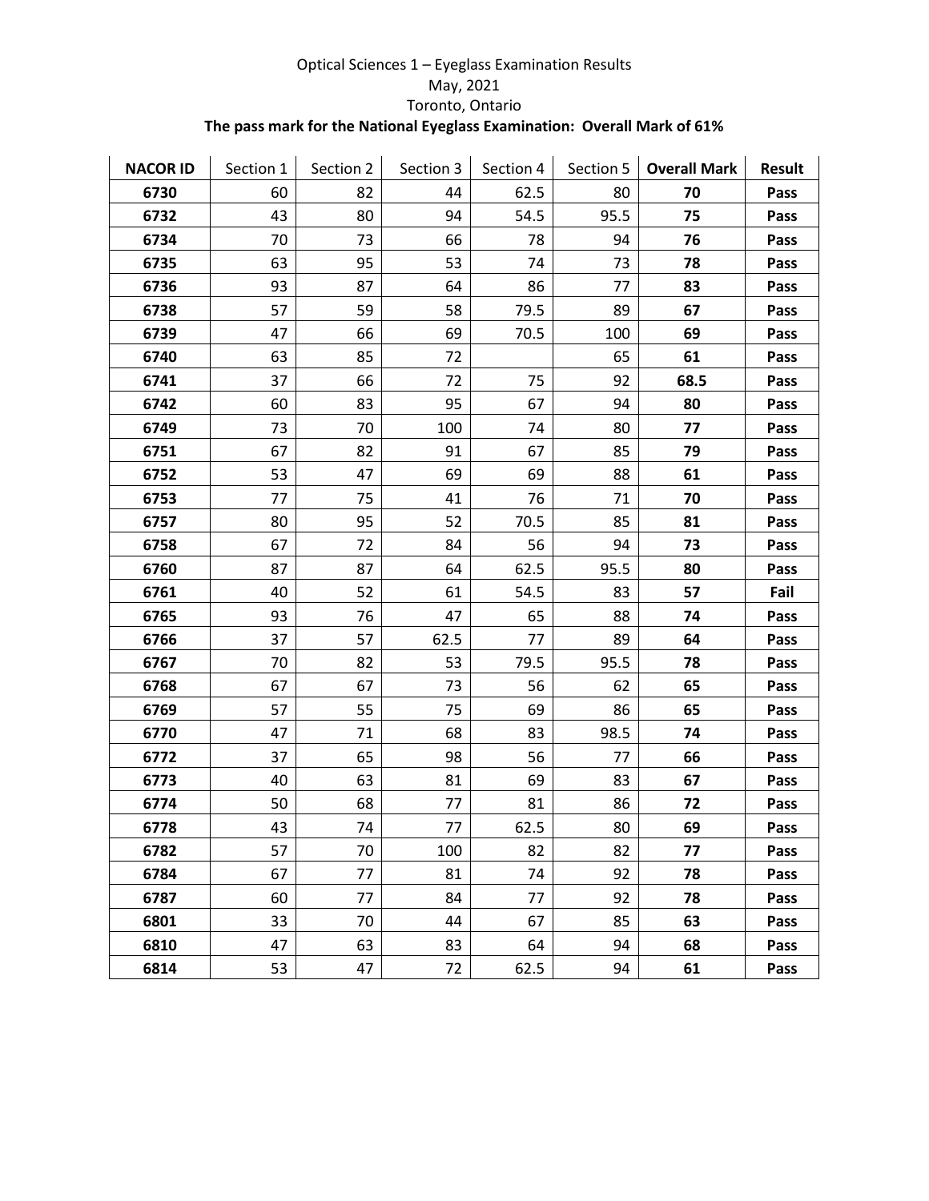Optical Sciences 1 – Eyeglass Examination Results

May, 2021

Toronto, Ontario

**The pass mark for the National Eyeglass Examination: Overall Mark of 61%**

| NACOR ID | Section 1 | Section 2 | Section 3 | Section 4 | Section 5 | Overall Mark | Result |
|---|---|---|---|---|---|---|---|
| **6730** | 60 | 82 | 44 | 62.5 | 80 | **70** | **Pass** |
| **6732** | 43 | 80 | 94 | 54.5 | 95.5 | **75** | **Pass** |
| **6734** | 70 | 73 | 66 | 78 | 94 | **76** | **Pass** |
| **6735** | 63 | 95 | 53 | 74 | 73 | **78** | **Pass** |
| **6736** | 93 | 87 | 64 | 86 | 77 | **83** | **Pass** |
| **6738** | 57 | 59 | 58 | 79.5 | 89 | **67** | **Pass** |
| **6739** | 47 | 66 | 69 | 70.5 | 100 | **69** | **Pass** |
| **6740** | 63 | 85 | 72 | | 65 | **61** | **Pass** |
| **6741** | 37 | 66 | 72 | 75 | 92 | **68.5** | **Pass** |
| **6742** | 60 | 83 | 95 | 67 | 94 | **80** | **Pass** |
| **6749** | 73 | 70 | 100 | 74 | 80 | **77** | **Pass** |
| **6751** | 67 | 82 | 91 | 67 | 85 | **79** | **Pass** |
| **6752** | 53 | 47 | 69 | 69 | 88 | **61** | **Pass** |
| **6753** | 77 | 75 | 41 | 76 | 71 | **70** | **Pass** |
| **6757** | 80 | 95 | 52 | 70.5 | 85 | **81** | **Pass** |
| **6758** | 67 | 72 | 84 | 56 | 94 | **73** | **Pass** |
| **6760** | 87 | 87 | 64 | 62.5 | 95.5 | **80** | **Pass** |
| **6761** | 40 | 52 | 61 | 54.5 | 83 | **57** | **Fail** |
| **6765** | 93 | 76 | 47 | 65 | 88 | **74** | **Pass** |
| **6766** | 37 | 57 | 62.5 | 77 | 89 | **64** | **Pass** |
| **6767** | 70 | 82 | 53 | 79.5 | 95.5 | **78** | **Pass** |
| **6768** | 67 | 67 | 73 | 56 | 62 | **65** | **Pass** |
| **6769** | 57 | 55 | 75 | 69 | 86 | **65** | **Pass** |
| **6770** | 47 | 71 | 68 | 83 | 98.5 | **74** | **Pass** |
| **6772** | 37 | 65 | 98 | 56 | 77 | **66** | **Pass** |
| **6773** | 40 | 63 | 81 | 69 | 83 | **67** | **Pass** |
| **6774** | 50 | 68 | 77 | 81 | 86 | **72** | **Pass** |
| **6778** | 43 | 74 | 77 | 62.5 | 80 | **69** | **Pass** |
| **6782** | 57 | 70 | 100 | 82 | 82 | **77** | **Pass** |
| **6784** | 67 | 77 | 81 | 74 | 92 | **78** | **Pass** |
| **6787** | 60 | 77 | 84 | 77 | 92 | **78** | **Pass** |
| **6801** | 33 | 70 | 44 | 67 | 85 | **63** | **Pass** |
| **6810** | 47 | 63 | 83 | 64 | 94 | **68** | **Pass** |
| **6814** | 53 | 47 | 72 | 62.5 | 94 | **61** | **Pass** |